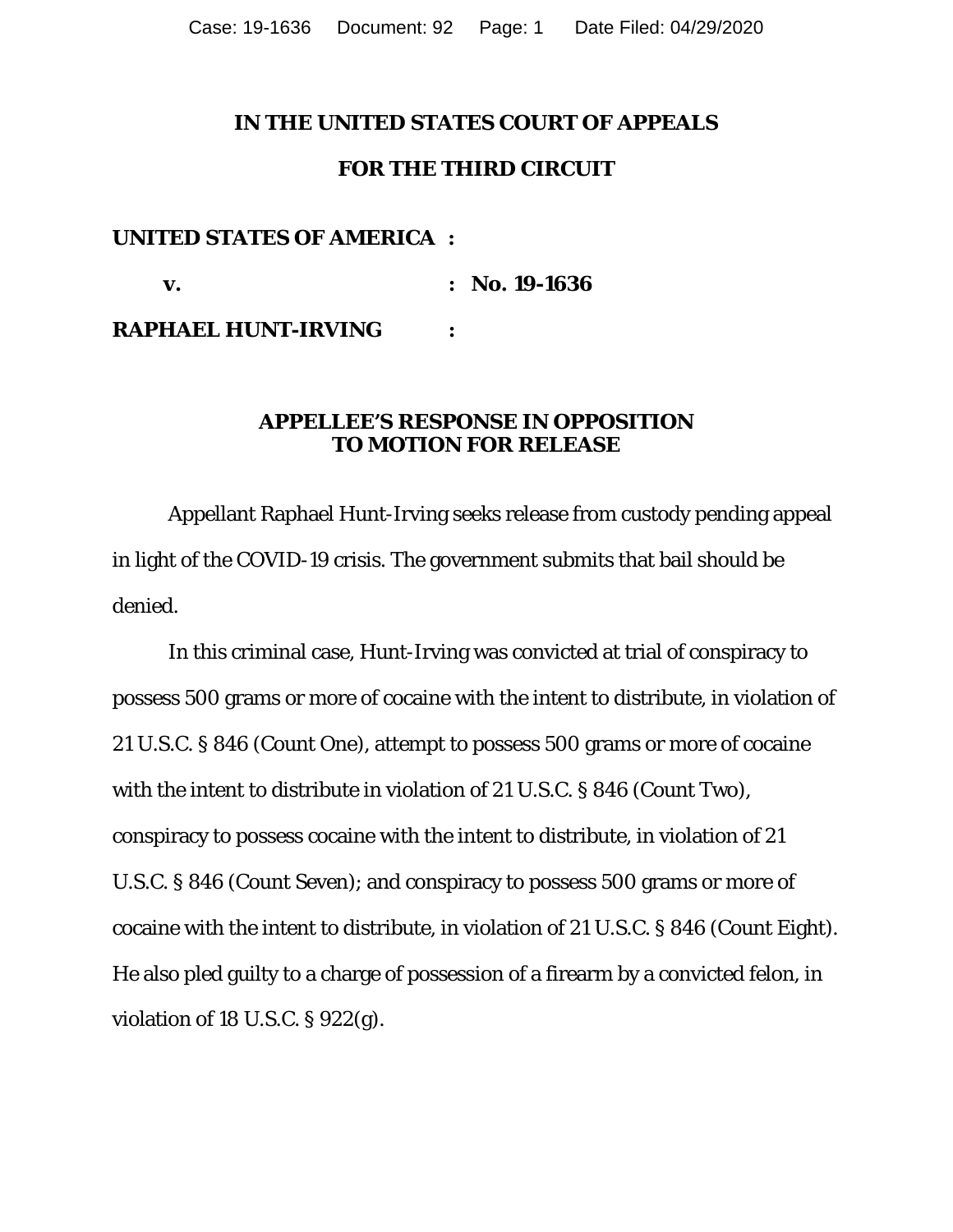**IN THE UNITED STATES COURT OF APPEALS**

**FOR THE THIRD CIRCUIT**

**UNITED STATES OF AMERICA :**

**v. : No. 19-1636**

**RAPHAEL HUNT-IRVING :**

**APPELLEE'S RESPONSE IN OPPOSITION TO MOTION FOR RELEASE**

Appellant Raphael Hunt-Irving seeks release from custody pending appeal in light of the COVID-19 crisis. The government submits that bail should be denied.

In this criminal case, Hunt-Irving was convicted at trial of conspiracy to possess 500 grams or more of cocaine with the intent to distribute, in violation of 21 U.S.C. § 846 (Count One), attempt to possess 500 grams or more of cocaine with the intent to distribute in violation of 21 U.S.C. § 846 (Count Two), conspiracy to possess cocaine with the intent to distribute, in violation of 21 U.S.C. § 846 (Count Seven); and conspiracy to possess 500 grams or more of cocaine with the intent to distribute, in violation of 21 U.S.C. § 846 (Count Eight). He also pled guilty to a charge of possession of a firearm by a convicted felon, in violation of 18 U.S.C. § 922(g).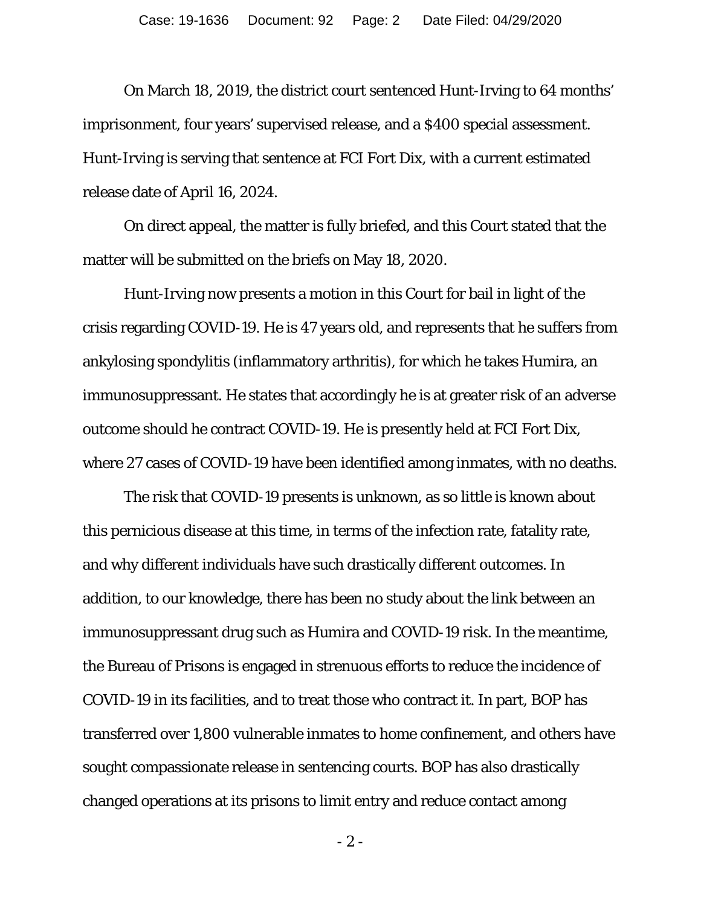On March 18, 2019, the district court sentenced Hunt-Irving to 64 months' imprisonment, four years' supervised release, and a $400 special assessment. Hunt-Irving is serving that sentence at FCI Fort Dix, with a current estimated release date of April 16, 2024.

On direct appeal, the matter is fully briefed, and this Court stated that the matter will be submitted on the briefs on May 18, 2020.

Hunt-Irving now presents a motion in this Court for bail in light of the crisis regarding COVID-19. He is 47 years old, and represents that he suffers from ankylosing spondylitis (inflammatory arthritis), for which he takes Humira, an immunosuppressant. He states that accordingly he is at greater risk of an adverse outcome should he contract COVID-19. He is presently held at FCI Fort Dix, where 27 cases of COVID-19 have been identified among inmates, with no deaths.

The risk that COVID-19 presents is unknown, as so little is known about this pernicious disease at this time, in terms of the infection rate, fatality rate, and why different individuals have such drastically different outcomes. In addition, to our knowledge, there has been no study about the link between an immunosuppressant drug such as Humira and COVID-19 risk. In the meantime, the Bureau of Prisons is engaged in strenuous efforts to reduce the incidence of COVID-19 in its facilities, and to treat those who contract it. In part, BOP has transferred over 1,800 vulnerable inmates to home confinement, and others have sought compassionate release in sentencing courts. BOP has also drastically changed operations at its prisons to limit entry and reduce contact among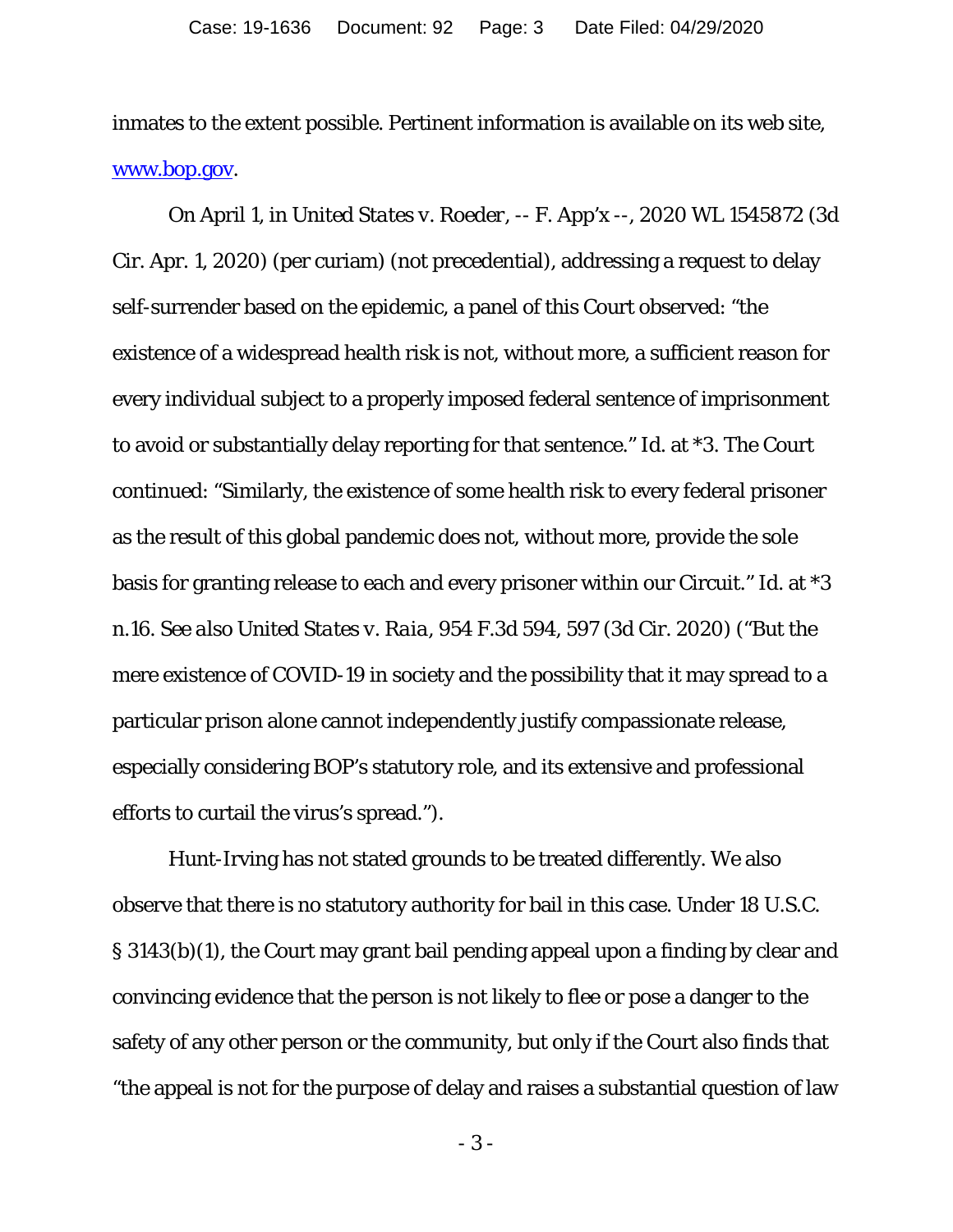inmates to the extent possible. Pertinent information is available on its web site, [www.bop.gov](http://www.bop.gov).

On April 1, in *United States v. Roeder*, -- F. App'x --, 2020 WL 1545872 (3d Cir. Apr. 1, 2020) (per curiam) (not precedential), addressing a request to delay self-surrender based on the epidemic, a panel of this Court observed: "the existence of a widespread health risk is not, without more, a sufficient reason for every individual subject to a properly imposed federal sentence of imprisonment to avoid or substantially delay reporting for that sentence." *Id.* at *3. The Court continued: "Similarly, the existence of some health risk to every federal prisoner as the result of this global pandemic does not, without more, provide the sole basis for granting release to each and every prisoner within our Circuit." *Id.* at *3 n.16. *See also United States v. Raia*, 954 F.3d 594, 597 (3d Cir. 2020) ("But the mere existence of COVID-19 in society and the possibility that it may spread to a particular prison alone cannot independently justify compassionate release, especially considering BOP's statutory role, and its extensive and professional efforts to curtail the virus's spread.").

Hunt-Irving has not stated grounds to be treated differently. We also observe that there is no statutory authority for bail in this case. Under 18 U.S.C. § 3143(b)(1), the Court may grant bail pending appeal upon a finding by clear and convincing evidence that the person is not likely to flee or pose a danger to the safety of any other person or the community, but only if the Court also finds that "the appeal is not for the purpose of delay and raises a substantial question of law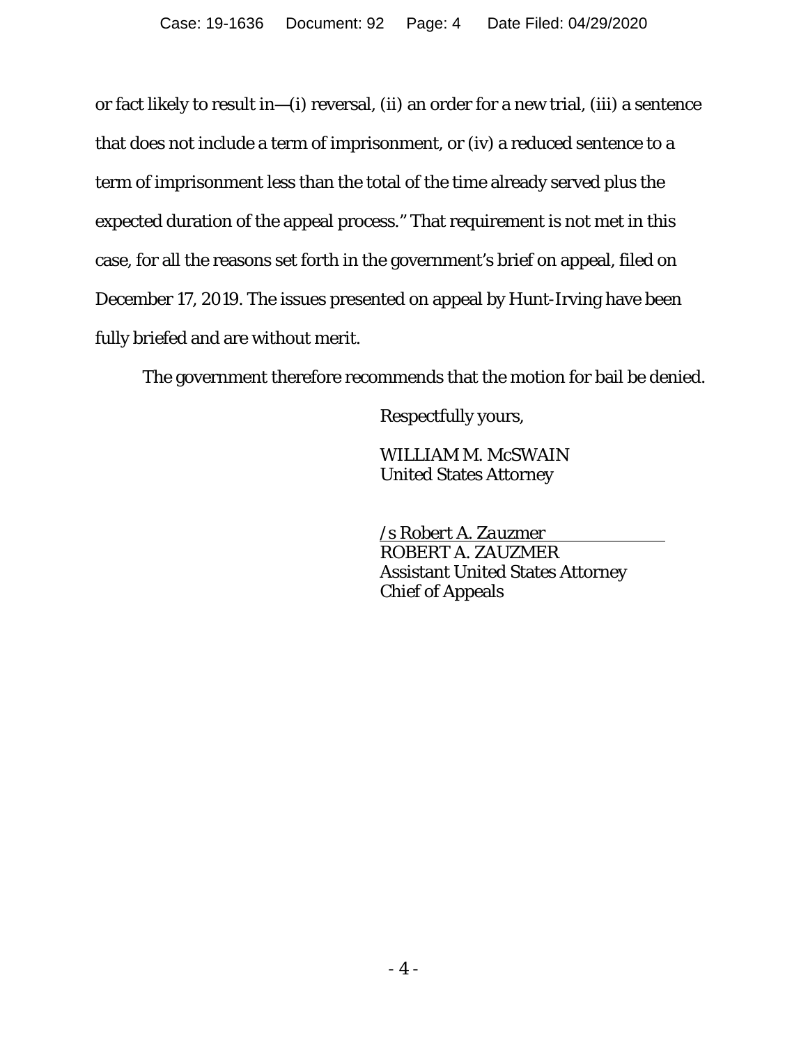or fact likely to result in—(i) reversal, (ii) an order for a new trial, (iii) a sentence that does not include a term of imprisonment, or (iv) a reduced sentence to a term of imprisonment less than the total of the time already served plus the expected duration of the appeal process." That requirement is not met in this case, for all the reasons set forth in the government's brief on appeal, filed on December 17, 2019. The issues presented on appeal by Hunt-Irving have been fully briefed and are without merit.

The government therefore recommends that the motion for bail be denied.

Respectfully yours,

WILLIAM M. McSWAIN
United States Attorney

*/s Robert A. Zauzmer*
ROBERT A. ZAUZMER
Assistant United States Attorney
Chief of Appeals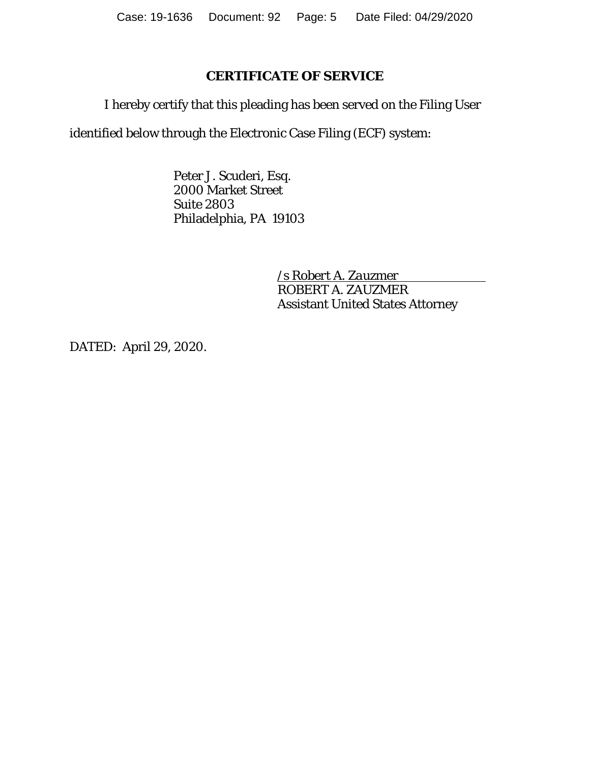## CERTIFICATE OF SERVICE

I hereby certify that this pleading has been served on the Filing User identified below through the Electronic Case Filing (ECF) system:

Peter J. Scuderi, Esq.
2000 Market Street
Suite 2803
Philadelphia, PA 19103

/s Robert A. Zauzmer
ROBERT A. ZAUZMER
Assistant United States Attorney

DATED: April 29, 2020.